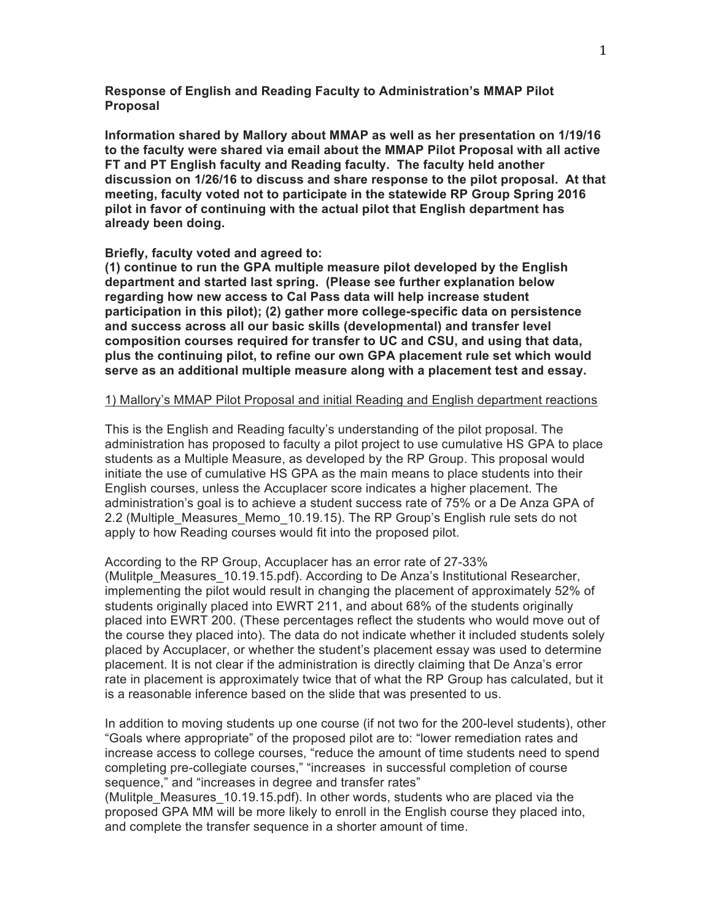**Response of English and Reading Faculty to Administration's MMAP Pilot Proposal**

**Information shared by Mallory about MMAP as well as her presentation on 1/19/16 to the faculty were shared via email about the MMAP Pilot Proposal with all active FT and PT English faculty and Reading faculty. The faculty held another discussion on 1/26/16 to discuss and share response to the pilot proposal. At that meeting, faculty voted not to participate in the statewide RP Group Spring 2016 pilot in favor of continuing with the actual pilot that English department has already been doing.**

**Briefly, faculty voted and agreed to: (1) continue to run the GPA multiple measure pilot developed by the English department and started last spring. (Please see further explanation below regarding how new access to Cal Pass data will help increase student participation in this pilot); (2) gather more college-specific data on persistence and success across all our basic skills (developmental) and transfer level composition courses required for transfer to UC and CSU, and using that data, plus the continuing pilot, to refine our own GPA placement rule set which would serve as an additional multiple measure along with a placement test and essay.**

<u>1) Mallory's MMAP Pilot Proposal and initial Reading and English department reactions</u>

This is the English and Reading faculty's understanding of the pilot proposal. The administration has proposed to faculty a pilot project to use cumulative HS GPA to place students as a Multiple Measure, as developed by the RP Group. This proposal would initiate the use of cumulative HS GPA as the main means to place students into their English courses, unless the Accuplacer score indicates a higher placement. The administration's goal is to achieve a student success rate of 75% or a De Anza GPA of 2.2 (Multiple_Measures_Memo_10.19.15). The RP Group's English rule sets do not apply to how Reading courses would fit into the proposed pilot.

According to the RP Group, Accuplacer has an error rate of 27-33% (Mulitple_Measures_10.19.15.pdf). According to De Anza's Institutional Researcher, implementing the pilot would result in changing the placement of approximately 52% of students originally placed into EWRT 211, and about 68% of the students originally placed into EWRT 200. (These percentages reflect the students who would move out of the course they placed into). The data do not indicate whether it included students solely placed by Accuplacer, or whether the student's placement essay was used to determine placement. It is not clear if the administration is directly claiming that De Anza's error rate in placement is approximately twice that of what the RP Group has calculated, but it is a reasonable inference based on the slide that was presented to us.

In addition to moving students up one course (if not two for the 200-level students), other "Goals where appropriate" of the proposed pilot are to: "lower remediation rates and increase access to college courses, "reduce the amount of time students need to spend completing pre-collegiate courses," "increases in successful completion of course sequence," and "increases in degree and transfer rates" (Mulitple_Measures_10.19.15.pdf). In other words, students who are placed via the proposed GPA MM will be more likely to enroll in the English course they placed into, and complete the transfer sequence in a shorter amount of time.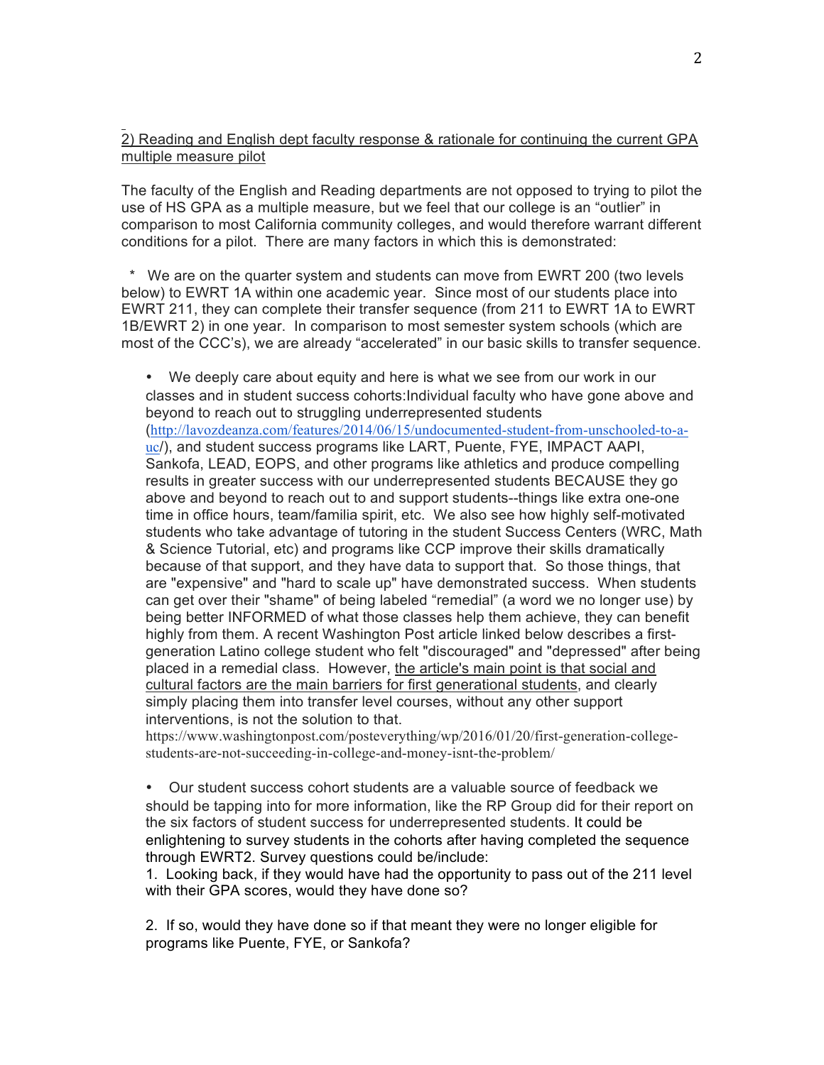<u>2) Reading and English dept faculty response & rationale for continuing the current GPA multiple measure pilot</u>

The faculty of the English and Reading departments are not opposed to trying to pilot the use of HS GPA as a multiple measure, but we feel that our college is an "outlier" in comparison to most California community colleges, and would therefore warrant different conditions for a pilot. There are many factors in which this is demonstrated:

* We are on the quarter system and students can move from EWRT 200 (two levels below) to EWRT 1A within one academic year. Since most of our students place into EWRT 211, they can complete their transfer sequence (from 211 to EWRT 1A to EWRT 1B/EWRT 2) in one year. In comparison to most semester system schools (which are most of the CCC's), we are already "accelerated" in our basic skills to transfer sequence.

- We deeply care about equity and here is what we see from our work in our classes and in student success cohorts:Individual faculty who have gone above and beyond to reach out to struggling underrepresented students (http://lavozdeanza.com/features/2014/06/15/undocumented-student-from-unschooled-to-a-uc/), and student success programs like LART, Puente, FYE, IMPACT AAPI, Sankofa, LEAD, EOPS, and other programs like athletics and produce compelling results in greater success with our underrepresented students BECAUSE they go above and beyond to reach out to and support students--things like extra one-one time in office hours, team/familia spirit, etc. We also see how highly self-motivated students who take advantage of tutoring in the student Success Centers (WRC, Math & Science Tutorial, etc) and programs like CCP improve their skills dramatically because of that support, and they have data to support that. So those things, that are "expensive" and "hard to scale up" have demonstrated success. When students can get over their "shame" of being labeled "remedial" (a word we no longer use) by being better INFORMED of what those classes help them achieve, they can benefit highly from them. A recent Washington Post article linked below describes a first-generation Latino college student who felt "discouraged" and "depressed" after being placed in a remedial class. However, <u>the article's main point is that social and cultural factors are the main barriers for first generational students</u>, and clearly simply placing them into transfer level courses, without any other support interventions, is not the solution to that.
https://www.washingtonpost.com/posteverything/wp/2016/01/20/first-generation-college-students-are-not-succeeding-in-college-and-money-isnt-the-problem/

- Our student success cohort students are a valuable source of feedback we should be tapping into for more information, like the RP Group did for their report on the six factors of student success for underrepresented students. It could be enlightening to survey students in the cohorts after having completed the sequence through EWRT2. Survey questions could be/include:

  1. Looking back, if they would have had the opportunity to pass out of the 211 level with their GPA scores, would they have done so?

  2. If so, would they have done so if that meant they were no longer eligible for programs like Puente, FYE, or Sankofa?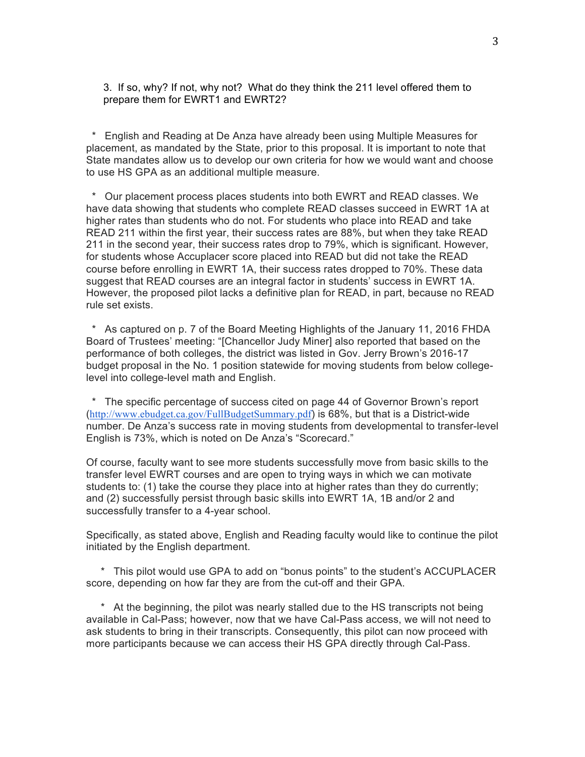3. If so, why? If not, why not? What do they think the 211 level offered them to prepare them for EWRT1 and EWRT2?

* English and Reading at De Anza have already been using Multiple Measures for placement, as mandated by the State, prior to this proposal. It is important to note that State mandates allow us to develop our own criteria for how we would want and choose to use HS GPA as an additional multiple measure.

* Our placement process places students into both EWRT and READ classes. We have data showing that students who complete READ classes succeed in EWRT 1A at higher rates than students who do not. For students who place into READ and take READ 211 within the first year, their success rates are 88%, but when they take READ 211 in the second year, their success rates drop to 79%, which is significant. However, for students whose Accuplacer score placed into READ but did not take the READ course before enrolling in EWRT 1A, their success rates dropped to 70%. These data suggest that READ courses are an integral factor in students' success in EWRT 1A. However, the proposed pilot lacks a definitive plan for READ, in part, because no READ rule set exists.

* As captured on p. 7 of the Board Meeting Highlights of the January 11, 2016 FHDA Board of Trustees' meeting: "[Chancellor Judy Miner] also reported that based on the performance of both colleges, the district was listed in Gov. Jerry Brown's 2016-17 budget proposal in the No. 1 position statewide for moving students from below college-level into college-level math and English.

* The specific percentage of success cited on page 44 of Governor Brown's report (http://www.ebudget.ca.gov/FullBudgetSummary.pdf) is 68%, but that is a District-wide number. De Anza's success rate in moving students from developmental to transfer-level English is 73%, which is noted on De Anza's "Scorecard."

Of course, faculty want to see more students successfully move from basic skills to the transfer level EWRT courses and are open to trying ways in which we can motivate students to: (1) take the course they place into at higher rates than they do currently; and (2) successfully persist through basic skills into EWRT 1A, 1B and/or 2 and successfully transfer to a 4-year school.

Specifically, as stated above, English and Reading faculty would like to continue the pilot initiated by the English department.

* This pilot would use GPA to add on "bonus points" to the student's ACCUPLACER score, depending on how far they are from the cut-off and their GPA.

* At the beginning, the pilot was nearly stalled due to the HS transcripts not being available in Cal-Pass; however, now that we have Cal-Pass access, we will not need to ask students to bring in their transcripts. Consequently, this pilot can now proceed with more participants because we can access their HS GPA directly through Cal-Pass.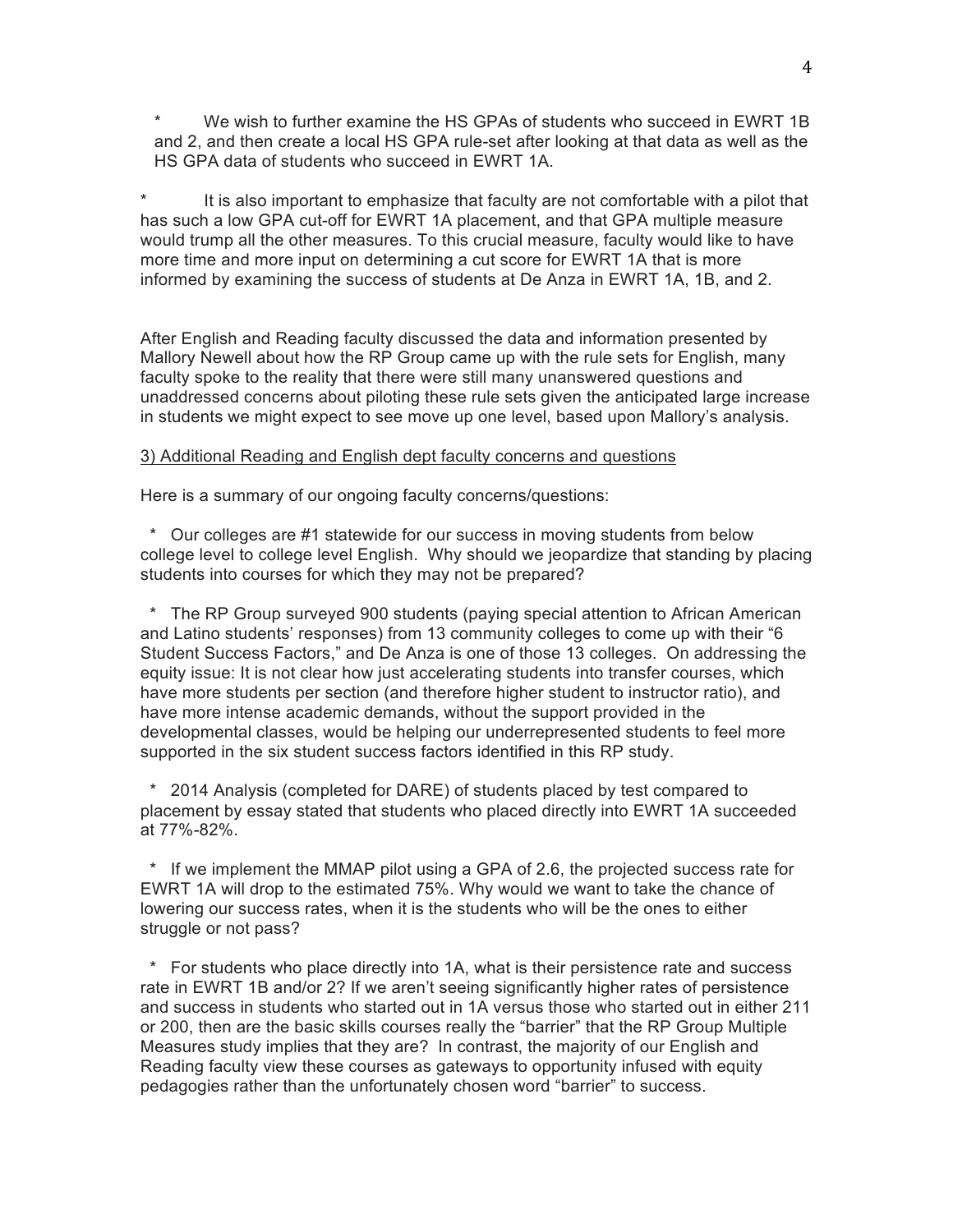* We wish to further examine the HS GPAs of students who succeed in EWRT 1B and 2, and then create a local HS GPA rule-set after looking at that data as well as the HS GPA data of students who succeed in EWRT 1A.

* It is also important to emphasize that faculty are not comfortable with a pilot that has such a low GPA cut-off for EWRT 1A placement, and that GPA multiple measure would trump all the other measures. To this crucial measure, faculty would like to have more time and more input on determining a cut score for EWRT 1A that is more informed by examining the success of students at De Anza in EWRT 1A, 1B, and 2.

After English and Reading faculty discussed the data and information presented by Mallory Newell about how the RP Group came up with the rule sets for English, many faculty spoke to the reality that there were still many unanswered questions and unaddressed concerns about piloting these rule sets given the anticipated large increase in students we might expect to see move up one level, based upon Mallory's analysis.

<u>3) Additional Reading and English dept faculty concerns and questions</u>

Here is a summary of our ongoing faculty concerns/questions:

* Our colleges are #1 statewide for our success in moving students from below college level to college level English. Why should we jeopardize that standing by placing students into courses for which they may not be prepared?

* The RP Group surveyed 900 students (paying special attention to African American and Latino students' responses) from 13 community colleges to come up with their "6 Student Success Factors," and De Anza is one of those 13 colleges. On addressing the equity issue: It is not clear how just accelerating students into transfer courses, which have more students per section (and therefore higher student to instructor ratio), and have more intense academic demands, without the support provided in the developmental classes, would be helping our underrepresented students to feel more supported in the six student success factors identified in this RP study.

* 2014 Analysis (completed for DARE) of students placed by test compared to placement by essay stated that students who placed directly into EWRT 1A succeeded at 77%-82%.

* If we implement the MMAP pilot using a GPA of 2.6, the projected success rate for EWRT 1A will drop to the estimated 75%. Why would we want to take the chance of lowering our success rates, when it is the students who will be the ones to either struggle or not pass?

* For students who place directly into 1A, what is their persistence rate and success rate in EWRT 1B and/or 2? If we aren't seeing significantly higher rates of persistence and success in students who started out in 1A versus those who started out in either 211 or 200, then are the basic skills courses really the "barrier" that the RP Group Multiple Measures study implies that they are? In contrast, the majority of our English and Reading faculty view these courses as gateways to opportunity infused with equity pedagogies rather than the unfortunately chosen word "barrier" to success.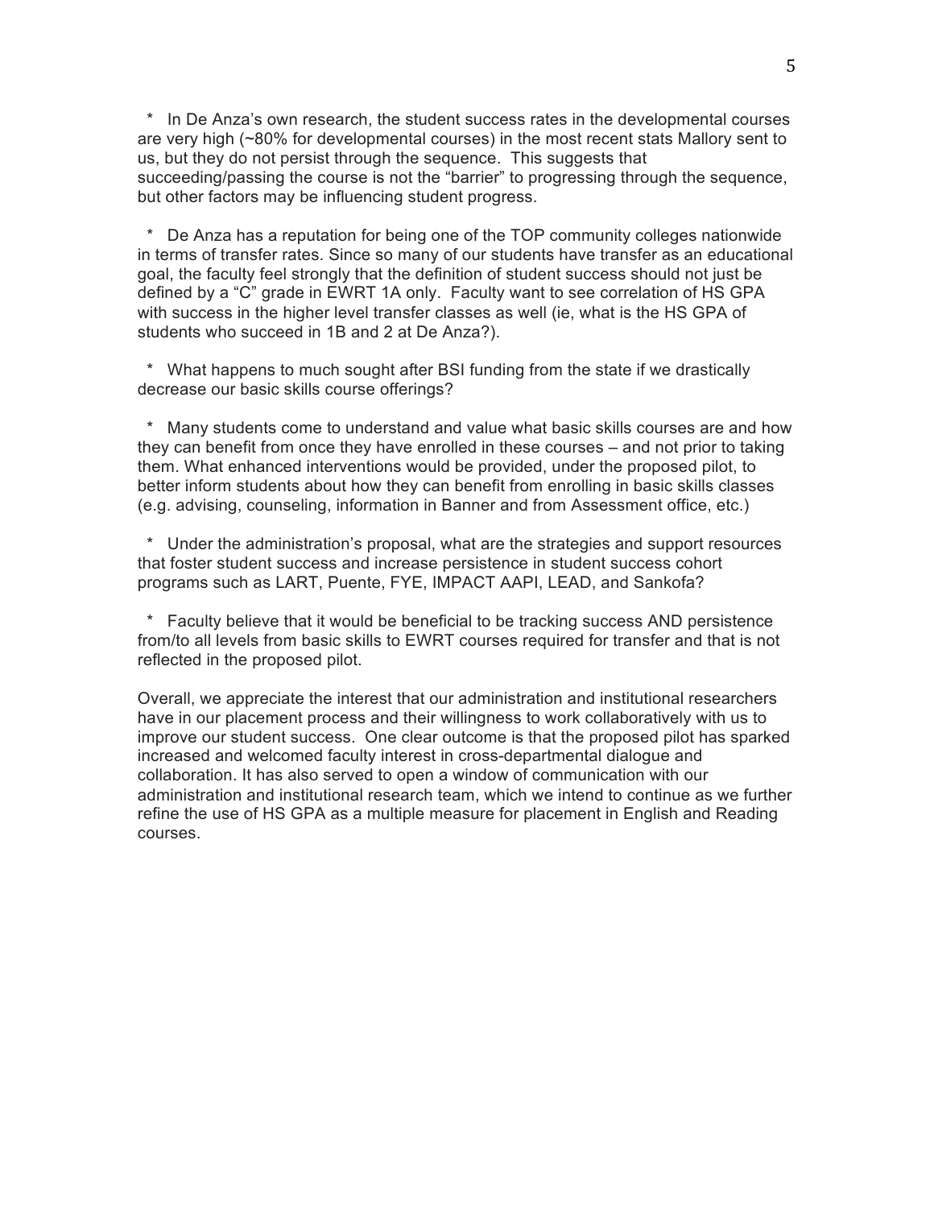* In De Anza's own research, the student success rates in the developmental courses are very high (~80% for developmental courses) in the most recent stats Mallory sent to us, but they do not persist through the sequence. This suggests that succeeding/passing the course is not the "barrier" to progressing through the sequence, but other factors may be influencing student progress.

* De Anza has a reputation for being one of the TOP community colleges nationwide in terms of transfer rates. Since so many of our students have transfer as an educational goal, the faculty feel strongly that the definition of student success should not just be defined by a "C" grade in EWRT 1A only. Faculty want to see correlation of HS GPA with success in the higher level transfer classes as well (ie, what is the HS GPA of students who succeed in 1B and 2 at De Anza?).

* What happens to much sought after BSI funding from the state if we drastically decrease our basic skills course offerings?

* Many students come to understand and value what basic skills courses are and how they can benefit from once they have enrolled in these courses – and not prior to taking them. What enhanced interventions would be provided, under the proposed pilot, to better inform students about how they can benefit from enrolling in basic skills classes (e.g. advising, counseling, information in Banner and from Assessment office, etc.)

* Under the administration's proposal, what are the strategies and support resources that foster student success and increase persistence in student success cohort programs such as LART, Puente, FYE, IMPACT AAPI, LEAD, and Sankofa?

* Faculty believe that it would be beneficial to be tracking success AND persistence from/to all levels from basic skills to EWRT courses required for transfer and that is not reflected in the proposed pilot.

Overall, we appreciate the interest that our administration and institutional researchers have in our placement process and their willingness to work collaboratively with us to improve our student success. One clear outcome is that the proposed pilot has sparked increased and welcomed faculty interest in cross-departmental dialogue and collaboration. It has also served to open a window of communication with our administration and institutional research team, which we intend to continue as we further refine the use of HS GPA as a multiple measure for placement in English and Reading courses.